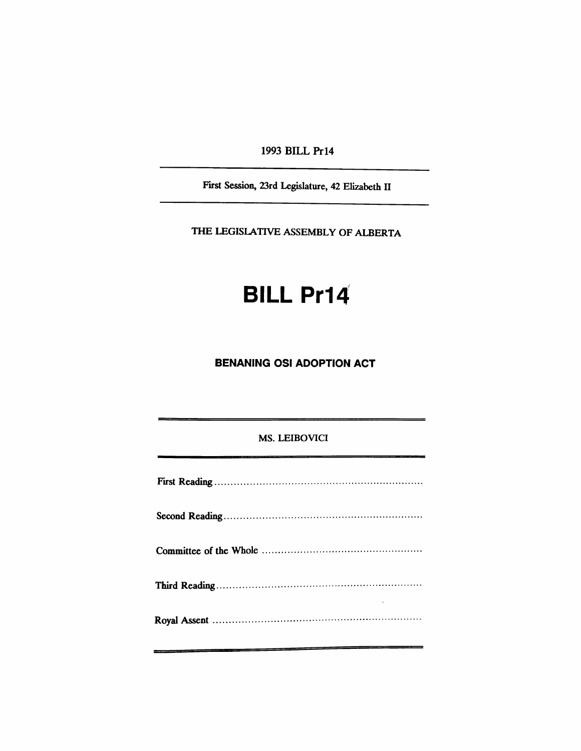1993 BILL Pr14

---

First Session, 23rd Legislature, 42 Elizabeth II

---

THE LEGISLATIVE ASSEMBLY OF ALBERTA

# BILL Pr14

## BENANING OSI ADOPTION ACT

---

MS. LEIBOVICI

---

First Reading ..................................................................

Second Reading ..............................................................

Committee of the Whole ..................................................

Third Reading ................................................................

Royal Assent ..................................................................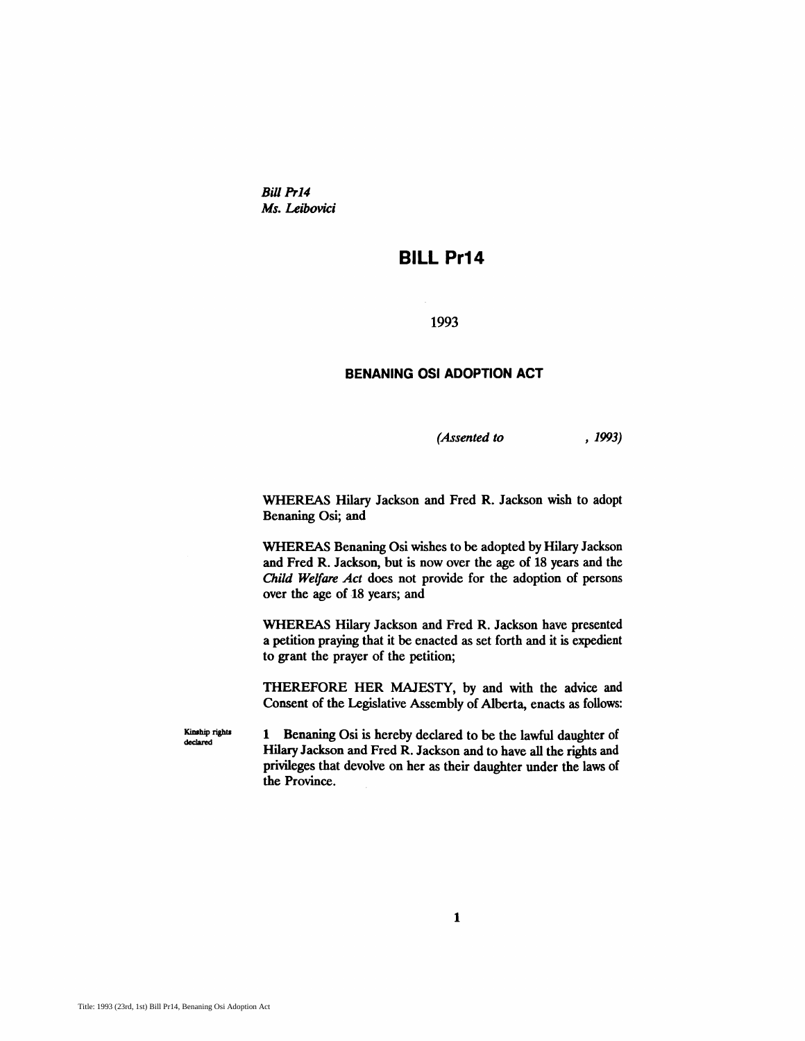*Bill Pr14*
*Ms. Leibovici*

# BILL Pr14

1993

## BENANING OSI ADOPTION ACT

*(Assented to , 1993)*

WHEREAS Hilary Jackson and Fred R. Jackson wish to adopt Benaning Osi; and

WHEREAS Benaning Osi wishes to be adopted by Hilary Jackson and Fred R. Jackson, but is now over the age of 18 years and the *Child Welfare Act* does not provide for the adoption of persons over the age of 18 years; and

WHEREAS Hilary Jackson and Fred R. Jackson have presented a petition praying that it be enacted as set forth and it is expedient to grant the prayer of the petition;

THEREFORE HER MAJESTY, by and with the advice and Consent of the Legislative Assembly of Alberta, enacts as follows:

Kinship rights declared

**1** Benaning Osi is hereby declared to be the lawful daughter of Hilary Jackson and Fred R. Jackson and to have all the rights and privileges that devolve on her as their daughter under the laws of the Province.